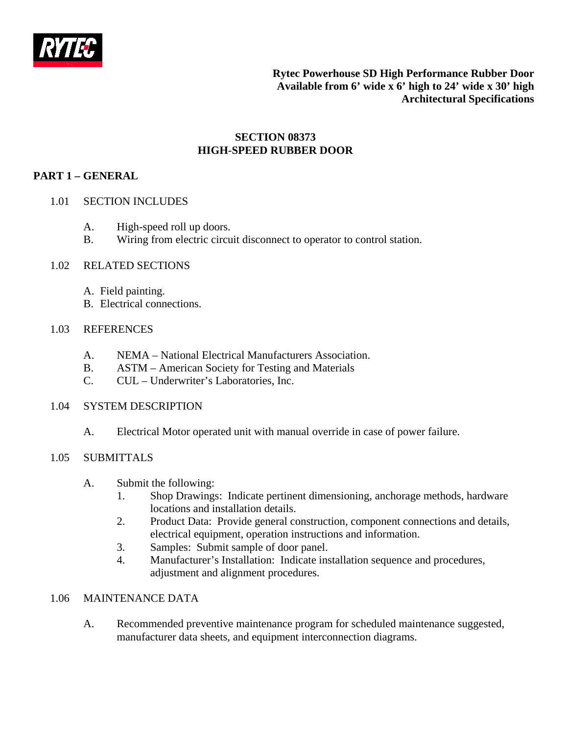**Rytec Powerhouse SD High Performance Rubber Door**
**Available from 6' wide x 6' high to 24' wide x 30' high**
**Architectural Specifications**

# SECTION 08373
# HIGH-SPEED RUBBER DOOR

## PART 1 – GENERAL

### 1.01 SECTION INCLUDES

A. High-speed roll up doors.
B. Wiring from electric circuit disconnect to operator to control station.

### 1.02 RELATED SECTIONS

A. Field painting.
B. Electrical connections.

### 1.03 REFERENCES

A. NEMA – National Electrical Manufacturers Association.
B. ASTM – American Society for Testing and Materials
C. CUL – Underwriter's Laboratories, Inc.

### 1.04 SYSTEM DESCRIPTION

A. Electrical Motor operated unit with manual override in case of power failure.

### 1.05 SUBMITTALS

A. Submit the following:
   1. Shop Drawings: Indicate pertinent dimensioning, anchorage methods, hardware locations and installation details.
   2. Product Data: Provide general construction, component connections and details, electrical equipment, operation instructions and information.
   3. Samples: Submit sample of door panel.
   4. Manufacturer's Installation: Indicate installation sequence and procedures, adjustment and alignment procedures.

### 1.06 MAINTENANCE DATA

A. Recommended preventive maintenance program for scheduled maintenance suggested, manufacturer data sheets, and equipment interconnection diagrams.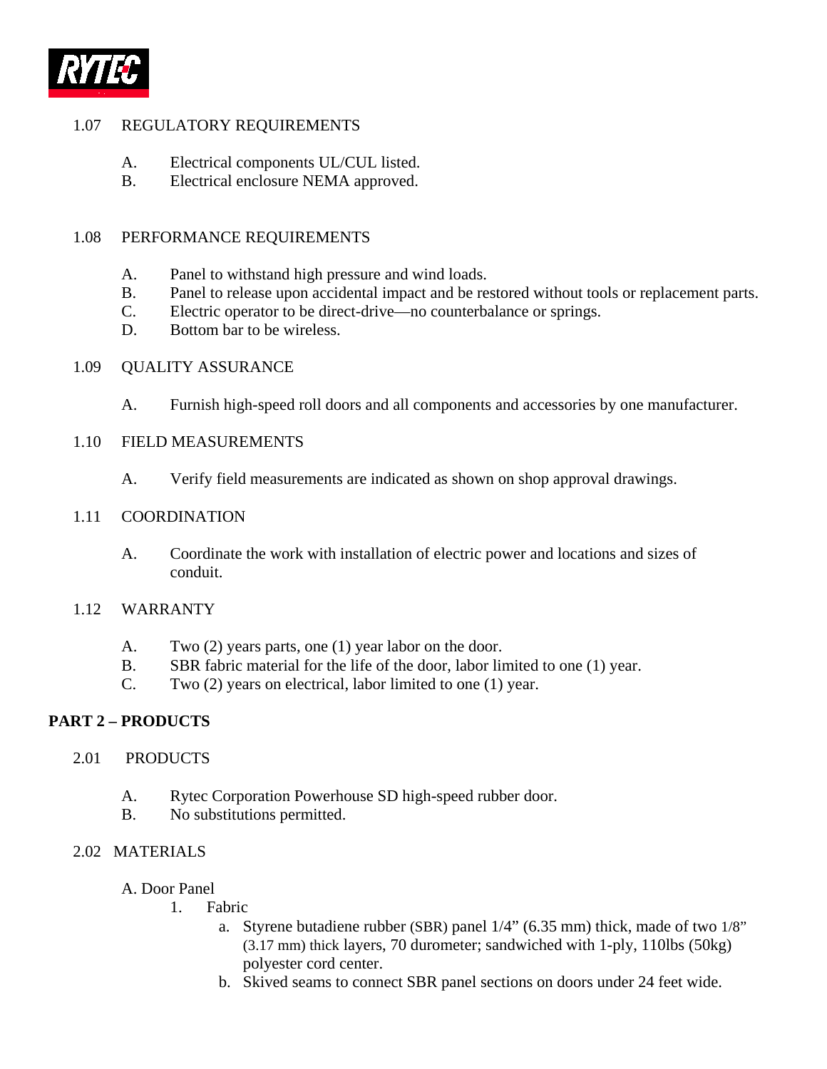## 1.07 REGULATORY REQUIREMENTS

A. Electrical components UL/CUL listed.
B. Electrical enclosure NEMA approved.

## 1.08 PERFORMANCE REQUIREMENTS

A. Panel to withstand high pressure and wind loads.
B. Panel to release upon accidental impact and be restored without tools or replacement parts.
C. Electric operator to be direct-drive—no counterbalance or springs.
D. Bottom bar to be wireless.

## 1.09 QUALITY ASSURANCE

A. Furnish high-speed roll doors and all components and accessories by one manufacturer.

## 1.10 FIELD MEASUREMENTS

A. Verify field measurements are indicated as shown on shop approval drawings.

## 1.11 COORDINATION

A. Coordinate the work with installation of electric power and locations and sizes of conduit.

## 1.12 WARRANTY

A. Two (2) years parts, one (1) year labor on the door.
B. SBR fabric material for the life of the door, labor limited to one (1) year.
C. Two (2) years on electrical, labor limited to one (1) year.

# PART 2 – PRODUCTS

## 2.01 PRODUCTS

A. Rytec Corporation Powerhouse SD high-speed rubber door.
B. No substitutions permitted.

## 2.02 MATERIALS

A. Door Panel

1. Fabric
   a. Styrene butadiene rubber (SBR) panel 1/4" (6.35 mm) thick, made of two 1/8" (3.17 mm) thick layers, 70 durometer; sandwiched with 1-ply, 110lbs (50kg) polyester cord center.
   b. Skived seams to connect SBR panel sections on doors under 24 feet wide.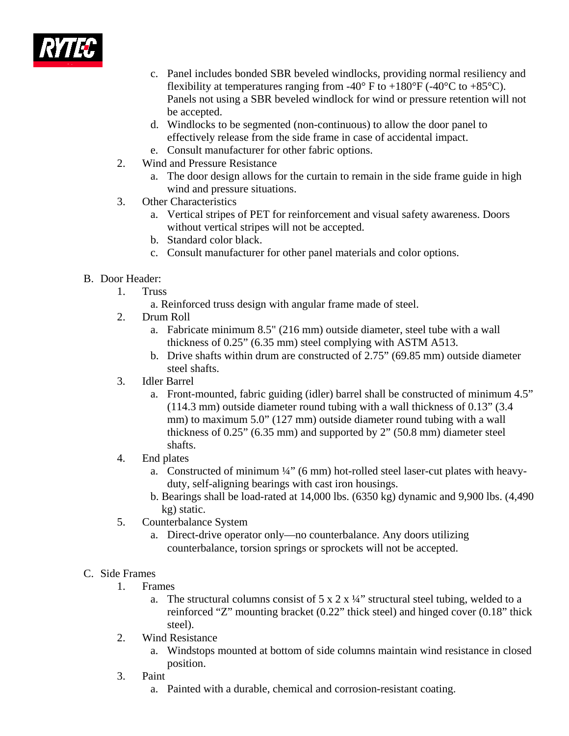c. Panel includes bonded SBR beveled windlocks, providing normal resiliency and flexibility at temperatures ranging from -40° F to +180°F (-40°C to +85°C). Panels not using a SBR beveled windlock for wind or pressure retention will not be accepted.
   d. Windlocks to be segmented (non-continuous) to allow the door panel to effectively release from the side frame in case of accidental impact.
   e. Consult manufacturer for other fabric options.

2. Wind and Pressure Resistance
   a. The door design allows for the curtain to remain in the side frame guide in high wind and pressure situations.

3. Other Characteristics
   a. Vertical stripes of PET for reinforcement and visual safety awareness. Doors without vertical stripes will not be accepted.
   b. Standard color black.
   c. Consult manufacturer for other panel materials and color options.

B. Door Header:

1. Truss
   a. Reinforced truss design with angular frame made of steel.

2. Drum Roll
   a. Fabricate minimum 8.5" (216 mm) outside diameter, steel tube with a wall thickness of 0.25” (6.35 mm) steel complying with ASTM A513.
   b. Drive shafts within drum are constructed of 2.75” (69.85 mm) outside diameter steel shafts.

3. Idler Barrel
   a. Front-mounted, fabric guiding (idler) barrel shall be constructed of minimum 4.5” (114.3 mm) outside diameter round tubing with a wall thickness of 0.13” (3.4 mm) to maximum 5.0” (127 mm) outside diameter round tubing with a wall thickness of 0.25” (6.35 mm) and supported by 2” (50.8 mm) diameter steel shafts.

4. End plates
   a. Constructed of minimum ¼” (6 mm) hot-rolled steel laser-cut plates with heavy-duty, self-aligning bearings with cast iron housings.
   b. Bearings shall be load-rated at 14,000 lbs. (6350 kg) dynamic and 9,900 lbs. (4,490 kg) static.

5. Counterbalance System
   a. Direct-drive operator only—no counterbalance. Any doors utilizing counterbalance, torsion springs or sprockets will not be accepted.

C. Side Frames

1. Frames
   a. The structural columns consist of 5 x 2 x ¼” structural steel tubing, welded to a reinforced “Z” mounting bracket (0.22” thick steel) and hinged cover (0.18” thick steel).

2. Wind Resistance
   a. Windstops mounted at bottom of side columns maintain wind resistance in closed position.

3. Paint
   a. Painted with a durable, chemical and corrosion-resistant coating.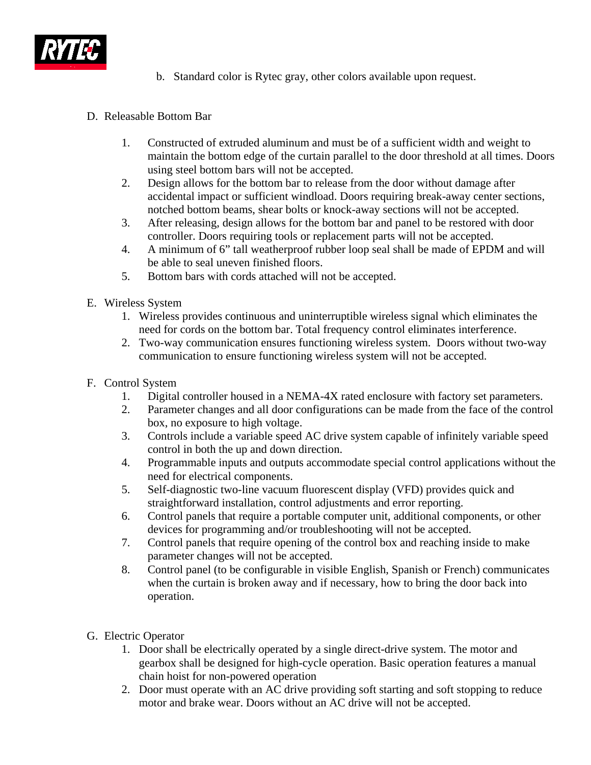b. Standard color is Rytec gray, other colors available upon request.

D. Releasable Bottom Bar

1. Constructed of extruded aluminum and must be of a sufficient width and weight to maintain the bottom edge of the curtain parallel to the door threshold at all times. Doors using steel bottom bars will not be accepted.
2. Design allows for the bottom bar to release from the door without damage after accidental impact or sufficient windload. Doors requiring break-away center sections, notched bottom beams, shear bolts or knock-away sections will not be accepted.
3. After releasing, design allows for the bottom bar and panel to be restored with door controller. Doors requiring tools or replacement parts will not be accepted.
4. A minimum of 6" tall weatherproof rubber loop seal shall be made of EPDM and will be able to seal uneven finished floors.
5. Bottom bars with cords attached will not be accepted.

E. Wireless System

1. Wireless provides continuous and uninterruptible wireless signal which eliminates the need for cords on the bottom bar. Total frequency control eliminates interference.
2. Two-way communication ensures functioning wireless system. Doors without two-way communication to ensure functioning wireless system will not be accepted.

F. Control System

1. Digital controller housed in a NEMA-4X rated enclosure with factory set parameters.
2. Parameter changes and all door configurations can be made from the face of the control box, no exposure to high voltage.
3. Controls include a variable speed AC drive system capable of infinitely variable speed control in both the up and down direction.
4. Programmable inputs and outputs accommodate special control applications without the need for electrical components.
5. Self-diagnostic two-line vacuum fluorescent display (VFD) provides quick and straightforward installation, control adjustments and error reporting.
6. Control panels that require a portable computer unit, additional components, or other devices for programming and/or troubleshooting will not be accepted.
7. Control panels that require opening of the control box and reaching inside to make parameter changes will not be accepted.
8. Control panel (to be configurable in visible English, Spanish or French) communicates when the curtain is broken away and if necessary, how to bring the door back into operation.

G. Electric Operator

1. Door shall be electrically operated by a single direct-drive system. The motor and gearbox shall be designed for high-cycle operation. Basic operation features a manual chain hoist for non-powered operation
2. Door must operate with an AC drive providing soft starting and soft stopping to reduce motor and brake wear. Doors without an AC drive will not be accepted.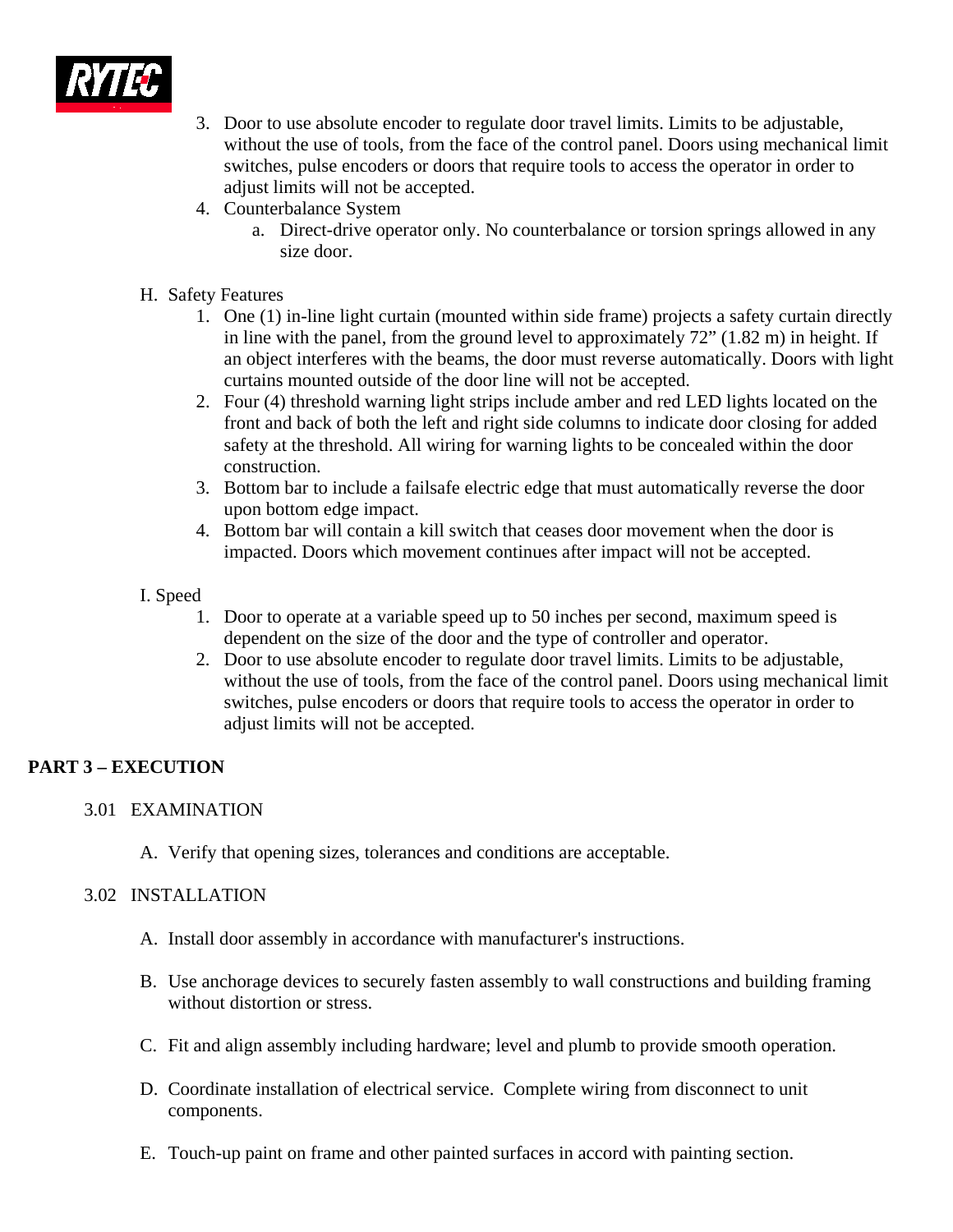3. Door to use absolute encoder to regulate door travel limits. Limits to be adjustable, without the use of tools, from the face of the control panel. Doors using mechanical limit switches, pulse encoders or doors that require tools to access the operator in order to adjust limits will not be accepted.
4. Counterbalance System
   a. Direct-drive operator only. No counterbalance or torsion springs allowed in any size door.

H. Safety Features
   1. One (1) in-line light curtain (mounted within side frame) projects a safety curtain directly in line with the panel, from the ground level to approximately 72" (1.82 m) in height. If an object interferes with the beams, the door must reverse automatically. Doors with light curtains mounted outside of the door line will not be accepted.
   2. Four (4) threshold warning light strips include amber and red LED lights located on the front and back of both the left and right side columns to indicate door closing for added safety at the threshold. All wiring for warning lights to be concealed within the door construction.
   3. Bottom bar to include a failsafe electric edge that must automatically reverse the door upon bottom edge impact.
   4. Bottom bar will contain a kill switch that ceases door movement when the door is impacted. Doors which movement continues after impact will not be accepted.

I. Speed
   1. Door to operate at a variable speed up to 50 inches per second, maximum speed is dependent on the size of the door and the type of controller and operator.
   2. Door to use absolute encoder to regulate door travel limits. Limits to be adjustable, without the use of tools, from the face of the control panel. Doors using mechanical limit switches, pulse encoders or doors that require tools to access the operator in order to adjust limits will not be accepted.

## PART 3 – EXECUTION

### 3.01 EXAMINATION

A. Verify that opening sizes, tolerances and conditions are acceptable.

### 3.02 INSTALLATION

A. Install door assembly in accordance with manufacturer's instructions.

B. Use anchorage devices to securely fasten assembly to wall constructions and building framing without distortion or stress.

C. Fit and align assembly including hardware; level and plumb to provide smooth operation.

D. Coordinate installation of electrical service. Complete wiring from disconnect to unit components.

E. Touch-up paint on frame and other painted surfaces in accord with painting section.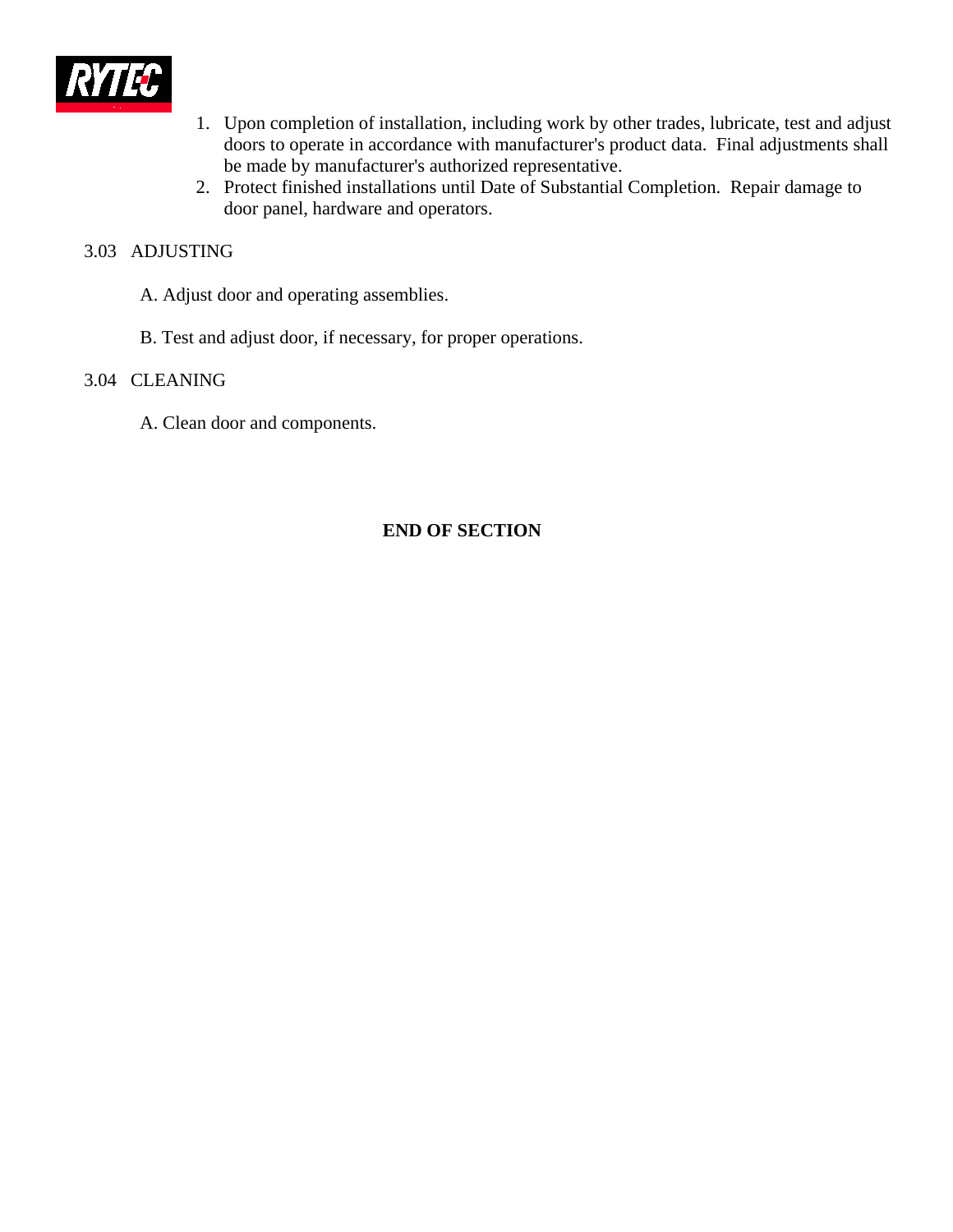1. Upon completion of installation, including work by other trades, lubricate, test and adjust doors to operate in accordance with manufacturer's product data. Final adjustments shall be made by manufacturer's authorized representative.
2. Protect finished installations until Date of Substantial Completion. Repair damage to door panel, hardware and operators.

3.03 ADJUSTING

A. Adjust door and operating assemblies.

B. Test and adjust door, if necessary, for proper operations.

3.04 CLEANING

A. Clean door and components.

**END OF SECTION**